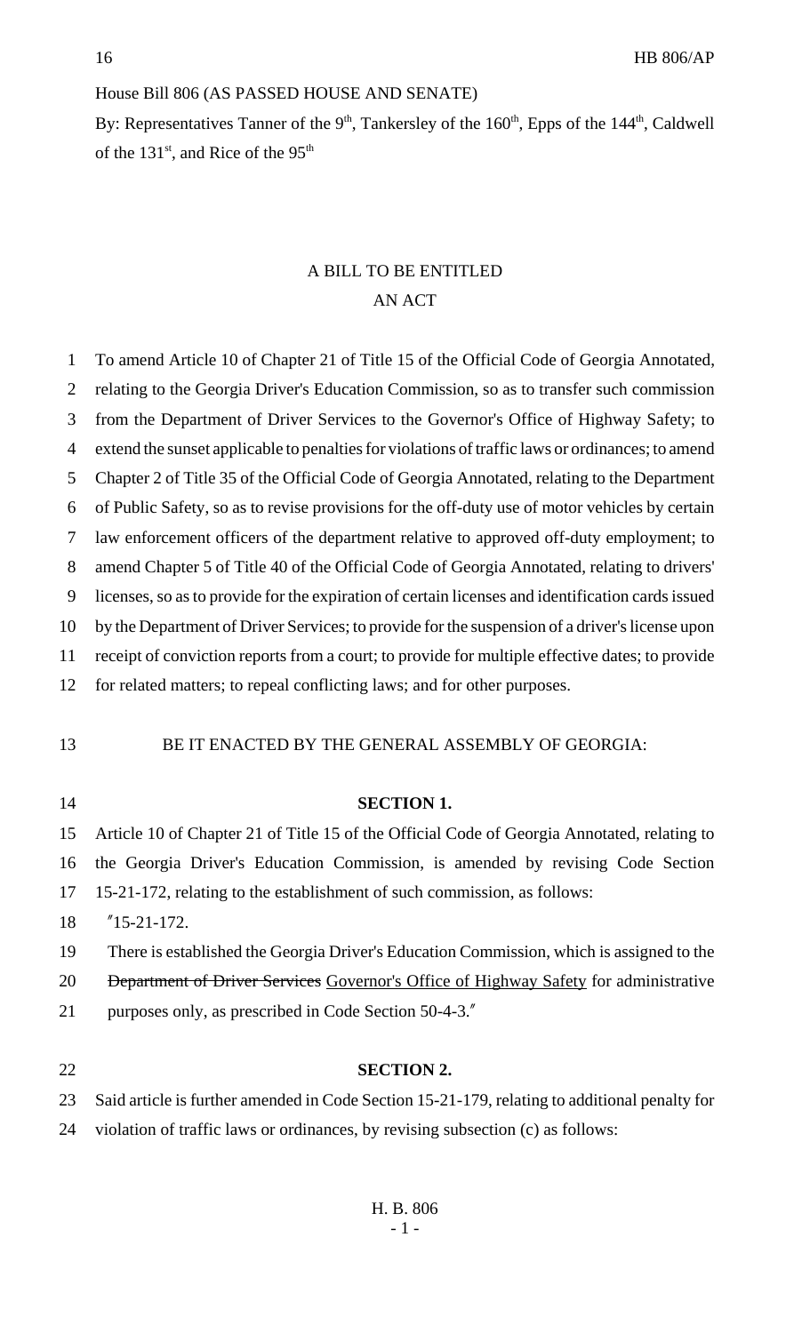House Bill 806 (AS PASSED HOUSE AND SENATE)

By: Representatives Tanner of the 9th, Tankersley of the 160th, Epps of the 144th, Caldwell of the 131st, and Rice of the 95th

# A BILL TO BE ENTITLED
# AN ACT

1 To amend Article 10 of Chapter 21 of Title 15 of the Official Code of Georgia Annotated,
2 relating to the Georgia Driver's Education Commission, so as to transfer such commission
3 from the Department of Driver Services to the Governor's Office of Highway Safety; to
4 extend the sunset applicable to penalties for violations of traffic laws or ordinances; to amend
5 Chapter 2 of Title 35 of the Official Code of Georgia Annotated, relating to the Department
6 of Public Safety, so as to revise provisions for the off-duty use of motor vehicles by certain
7 law enforcement officers of the department relative to approved off-duty employment; to
8 amend Chapter 5 of Title 40 of the Official Code of Georgia Annotated, relating to drivers'
9 licenses, so as to provide for the expiration of certain licenses and identification cards issued
10 by the Department of Driver Services; to provide for the suspension of a driver's license upon
11 receipt of conviction reports from a court; to provide for multiple effective dates; to provide
12 for related matters; to repeal conflicting laws; and for other purposes.

13 BE IT ENACTED BY THE GENERAL ASSEMBLY OF GEORGIA:

14 **SECTION 1.**

15 Article 10 of Chapter 21 of Title 15 of the Official Code of Georgia Annotated, relating to
16 the Georgia Driver's Education Commission, is amended by revising Code Section
17 15-21-172, relating to the establishment of such commission, as follows:

18 "15-21-172.

19 There is established the Georgia Driver's Education Commission, which is assigned to the
20 ~~Department of Driver Services~~ <u>Governor's Office of Highway Safety</u> for administrative
21 purposes only, as prescribed in Code Section 50-4-3."

22 **SECTION 2.**

23 Said article is further amended in Code Section 15-21-179, relating to additional penalty for
24 violation of traffic laws or ordinances, by revising subsection (c) as follows: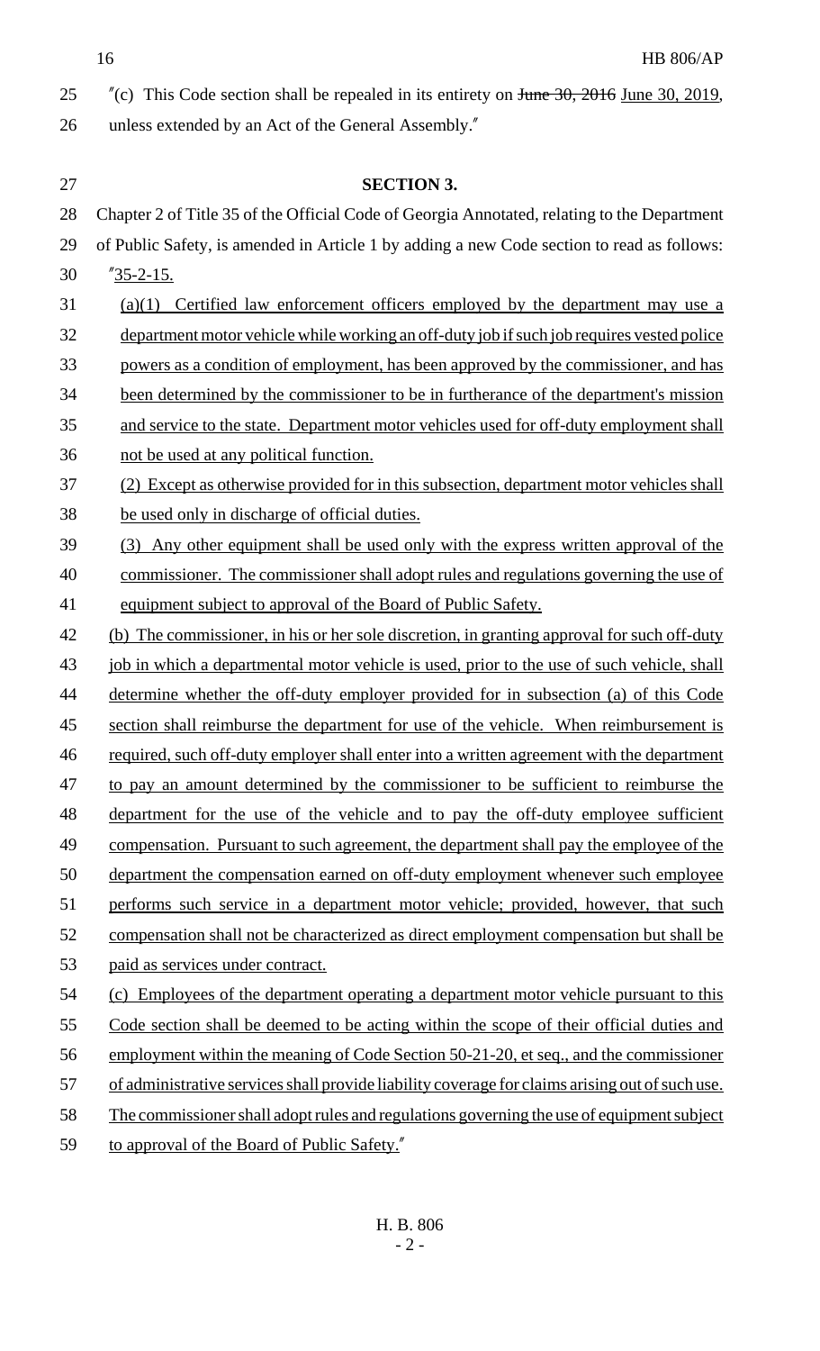"(c) This Code section shall be repealed in its entirety on ~~June 30, 2016~~ June 30, 2019, unless extended by an Act of the General Assembly."

**SECTION 3.**

Chapter 2 of Title 35 of the Official Code of Georgia Annotated, relating to the Department of Public Safety, is amended in Article 1 by adding a new Code section to read as follows:

"35-2-15.

(a)(1) Certified law enforcement officers employed by the department may use a department motor vehicle while working an off-duty job if such job requires vested police powers as a condition of employment, has been approved by the commissioner, and has been determined by the commissioner to be in furtherance of the department's mission and service to the state. Department motor vehicles used for off-duty employment shall not be used at any political function.

(2) Except as otherwise provided for in this subsection, department motor vehicles shall be used only in discharge of official duties.

(3) Any other equipment shall be used only with the express written approval of the commissioner. The commissioner shall adopt rules and regulations governing the use of equipment subject to approval of the Board of Public Safety.

(b) The commissioner, in his or her sole discretion, in granting approval for such off-duty job in which a departmental motor vehicle is used, prior to the use of such vehicle, shall determine whether the off-duty employer provided for in subsection (a) of this Code section shall reimburse the department for use of the vehicle. When reimbursement is required, such off-duty employer shall enter into a written agreement with the department to pay an amount determined by the commissioner to be sufficient to reimburse the department for the use of the vehicle and to pay the off-duty employee sufficient compensation. Pursuant to such agreement, the department shall pay the employee of the department the compensation earned on off-duty employment whenever such employee performs such service in a department motor vehicle; provided, however, that such compensation shall not be characterized as direct employment compensation but shall be paid as services under contract.

(c) Employees of the department operating a department motor vehicle pursuant to this Code section shall be deemed to be acting within the scope of their official duties and employment within the meaning of Code Section 50-21-20, et seq., and the commissioner of administrative services shall provide liability coverage for claims arising out of such use. The commissioner shall adopt rules and regulations governing the use of equipment subject to approval of the Board of Public Safety."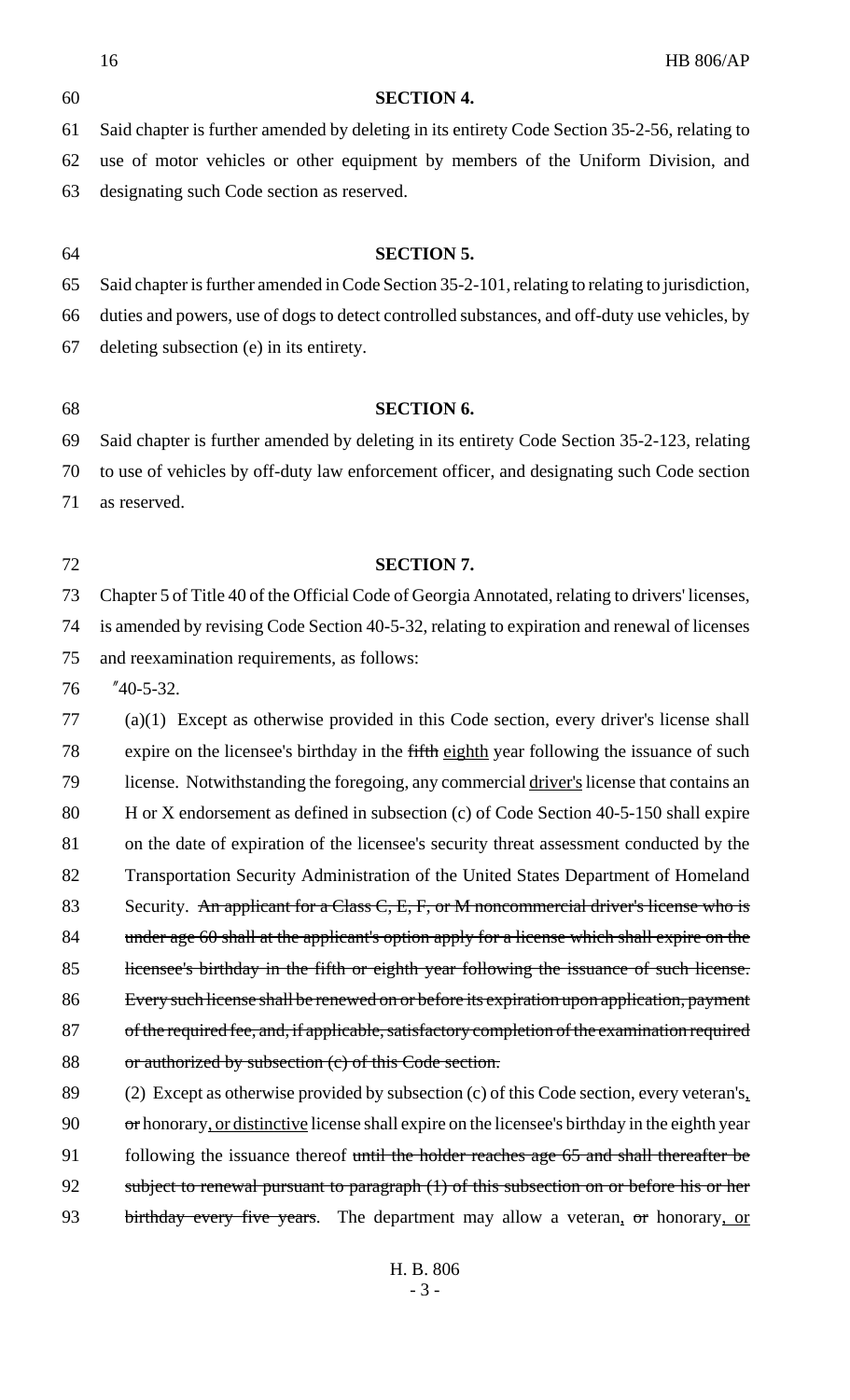**SECTION 4.**

Said chapter is further amended by deleting in its entirety Code Section 35-2-56, relating to use of motor vehicles or other equipment by members of the Uniform Division, and designating such Code section as reserved.

**SECTION 5.**

Said chapter is further amended in Code Section 35-2-101, relating to relating to jurisdiction, duties and powers, use of dogs to detect controlled substances, and off-duty use vehicles, by deleting subsection (e) in its entirety.

**SECTION 6.**

Said chapter is further amended by deleting in its entirety Code Section 35-2-123, relating to use of vehicles by off-duty law enforcement officer, and designating such Code section as reserved.

**SECTION 7.**

Chapter 5 of Title 40 of the Official Code of Georgia Annotated, relating to drivers' licenses, is amended by revising Code Section 40-5-32, relating to expiration and renewal of licenses and reexamination requirements, as follows:

"40-5-32.

(a)(1) Except as otherwise provided in this Code section, every driver's license shall expire on the licensee's birthday in the ~~fifth~~ eighth year following the issuance of such license. Notwithstanding the foregoing, any commercial driver's license that contains an H or X endorsement as defined in subsection (c) of Code Section 40-5-150 shall expire on the date of expiration of the licensee's security threat assessment conducted by the Transportation Security Administration of the United States Department of Homeland Security. ~~An applicant for a Class C, E, F, or M noncommercial driver's license who is under age 60 shall at the applicant's option apply for a license which shall expire on the licensee's birthday in the fifth or eighth year following the issuance of such license. Every such license shall be renewed on or before its expiration upon application, payment of the required fee, and, if applicable, satisfactory completion of the examination required or authorized by subsection (c) of this Code section.~~

(2) Except as otherwise provided by subsection (c) of this Code section, every veteran's, ~~or~~ honorary, or distinctive license shall expire on the licensee's birthday in the eighth year following the issuance thereof ~~until the holder reaches age 65 and shall thereafter be subject to renewal pursuant to paragraph (1) of this subsection on or before his or her birthday every five years~~. The department may allow a veteran, ~~or~~ honorary, or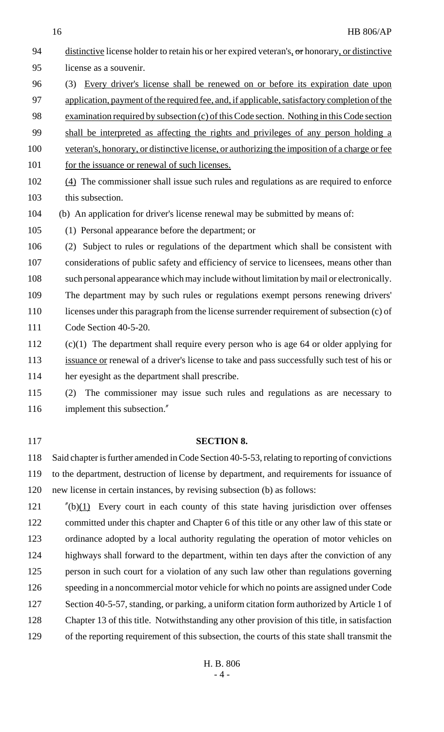distinctive license holder to retain his or her expired veteran's, or honorary, or distinctive license as a souvenir.

(3) Every driver's license shall be renewed on or before its expiration date upon application, payment of the required fee, and, if applicable, satisfactory completion of the examination required by subsection (c) of this Code section. Nothing in this Code section shall be interpreted as affecting the rights and privileges of any person holding a veteran's, honorary, or distinctive license, or authorizing the imposition of a charge or fee for the issuance or renewal of such licenses.

(4) The commissioner shall issue such rules and regulations as are required to enforce this subsection.

(b) An application for driver's license renewal may be submitted by means of:

(1) Personal appearance before the department; or

(2) Subject to rules or regulations of the department which shall be consistent with considerations of public safety and efficiency of service to licensees, means other than such personal appearance which may include without limitation by mail or electronically. The department may by such rules or regulations exempt persons renewing drivers' licenses under this paragraph from the license surrender requirement of subsection (c) of Code Section 40-5-20.

(c)(1) The department shall require every person who is age 64 or older applying for issuance or renewal of a driver's license to take and pass successfully such test of his or her eyesight as the department shall prescribe.

(2) The commissioner may issue such rules and regulations as are necessary to implement this subsection."

**SECTION 8.**

Said chapter is further amended in Code Section 40-5-53, relating to reporting of convictions to the department, destruction of license by department, and requirements for issuance of new license in certain instances, by revising subsection (b) as follows:

"(b)(1) Every court in each county of this state having jurisdiction over offenses committed under this chapter and Chapter 6 of this title or any other law of this state or ordinance adopted by a local authority regulating the operation of motor vehicles on highways shall forward to the department, within ten days after the conviction of any person in such court for a violation of any such law other than regulations governing speeding in a noncommercial motor vehicle for which no points are assigned under Code Section 40-5-57, standing, or parking, a uniform citation form authorized by Article 1 of Chapter 13 of this title. Notwithstanding any other provision of this title, in satisfaction of the reporting requirement of this subsection, the courts of this state shall transmit the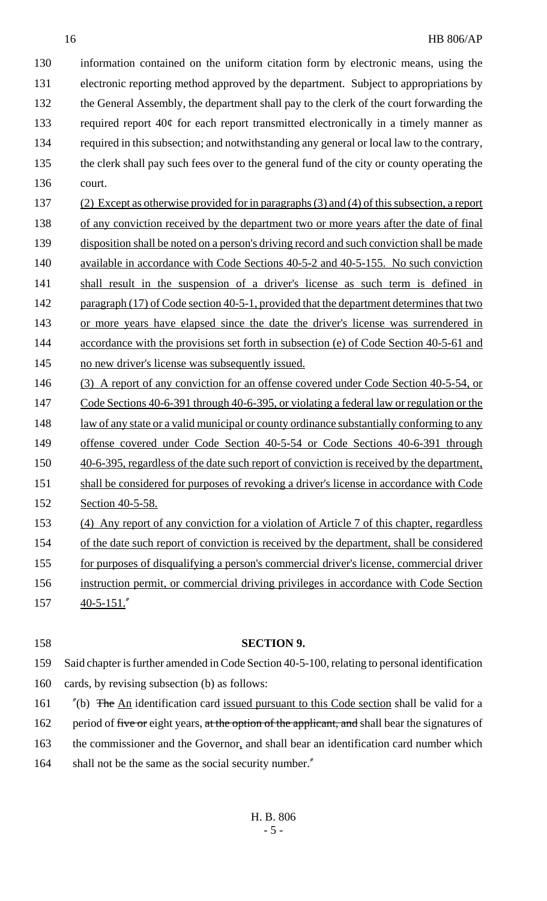information contained on the uniform citation form by electronic means, using the electronic reporting method approved by the department. Subject to appropriations by the General Assembly, the department shall pay to the clerk of the court forwarding the required report 40¢ for each report transmitted electronically in a timely manner as required in this subsection; and notwithstanding any general or local law to the contrary, the clerk shall pay such fees over to the general fund of the city or county operating the court.

<u>(2) Except as otherwise provided for in paragraphs (3) and (4) of this subsection, a report of any conviction received by the department two or more years after the date of final disposition shall be noted on a person's driving record and such conviction shall be made available in accordance with Code Sections 40-5-2 and 40-5-155. No such conviction shall result in the suspension of a driver's license as such term is defined in paragraph (17) of Code section 40-5-1, provided that the department determines that two or more years have elapsed since the date the driver's license was surrendered in accordance with the provisions set forth in subsection (e) of Code Section 40-5-61 and no new driver's license was subsequently issued.</u>

<u>(3) A report of any conviction for an offense covered under Code Section 40-5-54, or Code Sections 40-6-391 through 40-6-395, or violating a federal law or regulation or the law of any state or a valid municipal or county ordinance substantially conforming to any offense covered under Code Section 40-5-54 or Code Sections 40-6-391 through 40-6-395, regardless of the date such report of conviction is received by the department, shall be considered for purposes of revoking a driver's license in accordance with Code Section 40-5-58.</u>

<u>(4) Any report of any conviction for a violation of Article 7 of this chapter, regardless of the date such report of conviction is received by the department, shall be considered for purposes of disqualifying a person's commercial driver's license, commercial driver instruction permit, or commercial driving privileges in accordance with Code Section 40-5-151.</u>"

**SECTION 9.**

Said chapter is further amended in Code Section 40-5-100, relating to personal identification cards, by revising subsection (b) as follows:

"(b) ~~The~~ <u>An</u> identification card <u>issued pursuant to this Code section</u> shall be valid for a period of ~~five or~~ eight years, ~~at the option of the applicant, and~~ shall bear the signatures of the commissioner and the Governor<u>,</u> and shall bear an identification card number which shall not be the same as the social security number."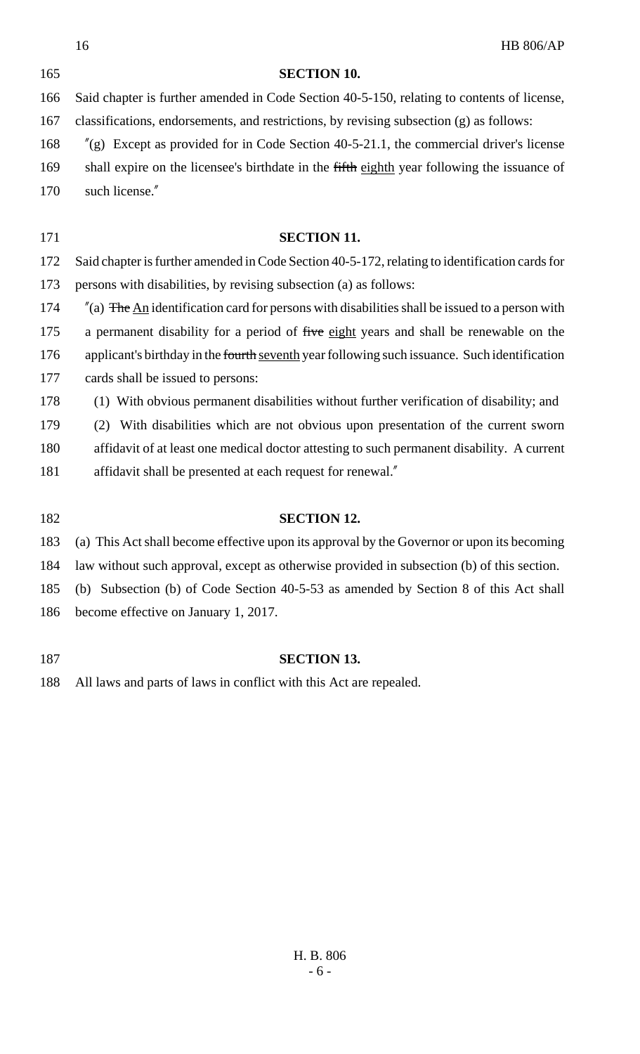**SECTION 10.**

Said chapter is further amended in Code Section 40-5-150, relating to contents of license, classifications, endorsements, and restrictions, by revising subsection (g) as follows:

"(g) Except as provided for in Code Section 40-5-21.1, the commercial driver's license shall expire on the licensee's birthdate in the ~~fifth~~ eighth year following the issuance of such license."

**SECTION 11.**

Said chapter is further amended in Code Section 40-5-172, relating to identification cards for persons with disabilities, by revising subsection (a) as follows:

"(a) ~~The~~ An identification card for persons with disabilities shall be issued to a person with a permanent disability for a period of ~~five~~ eight years and shall be renewable on the applicant's birthday in the ~~fourth~~ seventh year following such issuance. Such identification cards shall be issued to persons:

(1) With obvious permanent disabilities without further verification of disability; and

(2) With disabilities which are not obvious upon presentation of the current sworn affidavit of at least one medical doctor attesting to such permanent disability. A current affidavit shall be presented at each request for renewal."

**SECTION 12.**

(a) This Act shall become effective upon its approval by the Governor or upon its becoming law without such approval, except as otherwise provided in subsection (b) of this section.

(b) Subsection (b) of Code Section 40-5-53 as amended by Section 8 of this Act shall become effective on January 1, 2017.

**SECTION 13.**

All laws and parts of laws in conflict with this Act are repealed.